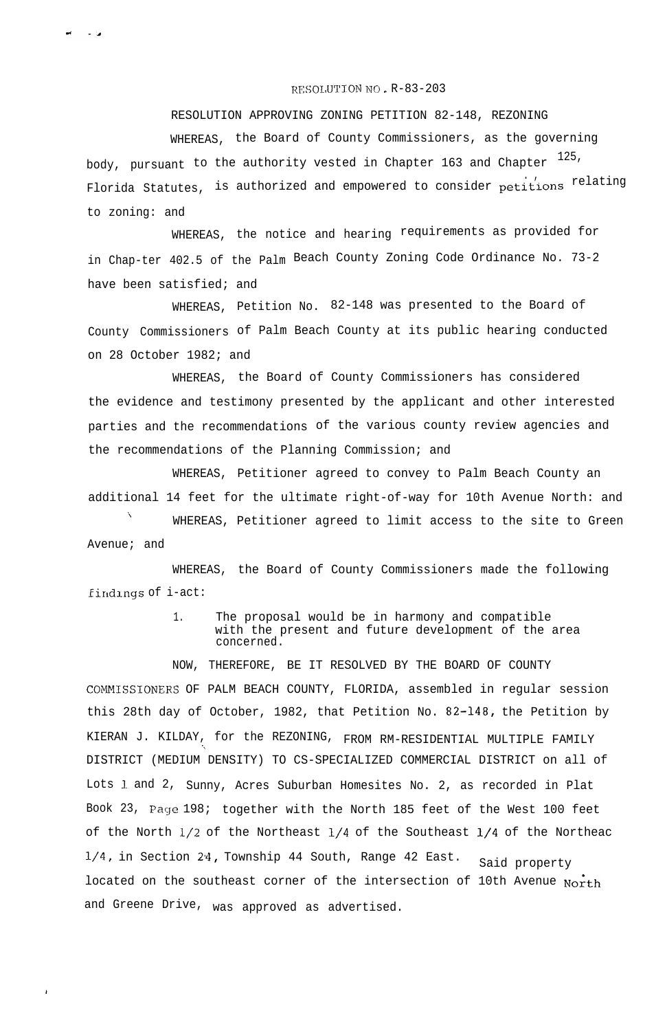RESOLUTION NO. R-83-203

RESOLUTION APPROVING ZONING PETITION 82-148, REZONING

WHEREAS, the Board of County Commissioners, as the governing body, pursuant to the authority vested in Chapter 163 and Chapter 125, Florida Statutes, is authorized and empowered to consider petitions relating to zoning: and

WHEREAS, the notice and hearing requirements as provided for in Chap-ter 402.5 of the Palm Beach County Zoning Code Ordinance No. 73-2 have been satisfied; and

WHEREAS, Petition No. 82-148 was presented to the Board of County Commissioners of Palm Beach County at its public hearing conducted on 28 October 1982; and

WHEREAS, the Board of County Commissioners has considered the evidence and testimony presented by the applicant and other interested parties and the recommendations of the various county review agencies and the recommendations of the Planning Commission; and

WHEREAS, Petitioner agreed to convey to Palm Beach County an additional 14 feet for the ultimate right-of-way for 10th Avenue North: and

WHEREAS, Petitioner agreed to limit access to the site to Green Avenue; and

WHEREAS, the Board of County Commissioners made the following findings of i-act:

1. The proposal would be in harmony and compatible with the present and future development of the area concerned.

NOW, THEREFORE, BE IT RESOLVED BY THE BOARD OF COUNTY COMMISSIONERS OF PALM BEACH COUNTY, FLORIDA, assembled in regular session this 28th day of October, 1982, that Petition No. 82-148, the Petition by KIERAN J. KILDAY, for the REZONING, FROM RM-RESIDENTIAL MULTIPLE FAMILY DISTRICT (MEDIUM DENSITY) TO CS-SPECIALIZED COMMERCIAL DISTRICT on all of Lots 1 and 2, Sunny, Acres Suburban Homesites No. 2, as recorded in Plat Book 23, Page 198; together with the North 185 feet of the West 100 feet of the North 1/2 of the Northeast 1/4 of the Southeast 1/4 of the Northeac 1/4, in Section 24, Township 44 South, Range 42 East. Said property located on the southeast corner of the intersection of 10th Avenue North and Greene Drive, was approved as advertised.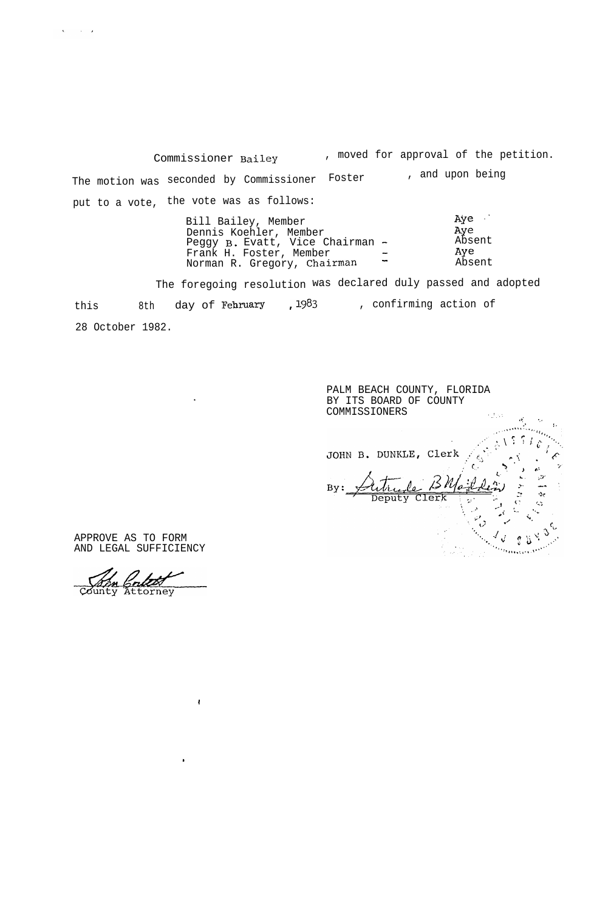Commissioner Bailey, moved for approval of the petition. The motion was seconded by Commissioner Foster, and upon being put to a vote, the vote was as follows:

| | |
|---|---|
| Bill Bailey, Member | Aye |
| Dennis Koehler, Member | Aye |
| Peggy B. Evatt, Vice Chairman - | Absent |
| Frank H. Foster, Member - | Aye |
| Norman R. Gregory, Chairman - | Absent |

The foregoing resolution was declared duly passed and adopted this 8th day of February, 1983, confirming action of 28 October 1982.

PALM BEACH COUNTY, FLORIDA
BY ITS BOARD OF COUNTY
COMMISSIONERS

JOHN B. DUNKLE, Clerk

By: Deputy Clerk

APPROVE AS TO FORM
AND LEGAL SUFFICIENCY

County Attorney